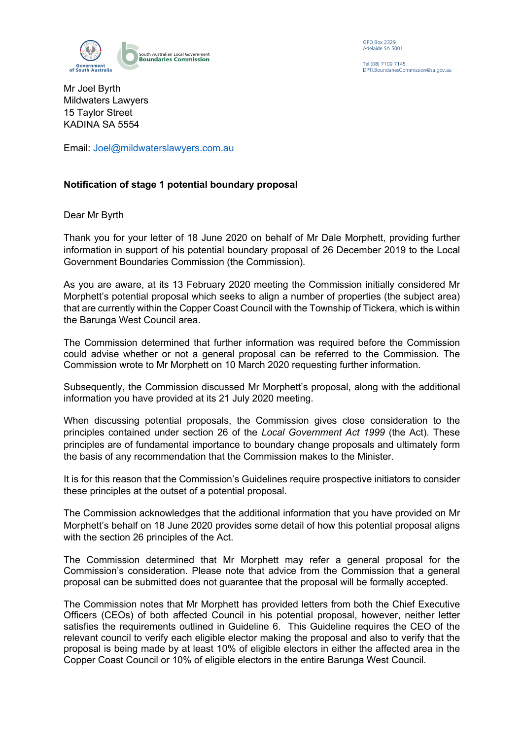GPO Box 2329
Adelaide SA 5001

Tel (08) 7109 7145
DPTI.BoundariesCommission@sa.gov.au

Mr Joel Byrth
Mildwaters Lawyers
15 Taylor Street
KADINA SA 5554

Email: Joel@mildwaterslawyers.com.au

**Notification of stage 1 potential boundary proposal**

Dear Mr Byrth

Thank you for your letter of 18 June 2020 on behalf of Mr Dale Morphett, providing further information in support of his potential boundary proposal of 26 December 2019 to the Local Government Boundaries Commission (the Commission).

As you are aware, at its 13 February 2020 meeting the Commission initially considered Mr Morphett's potential proposal which seeks to align a number of properties (the subject area) that are currently within the Copper Coast Council with the Township of Tickera, which is within the Barunga West Council area.

The Commission determined that further information was required before the Commission could advise whether or not a general proposal can be referred to the Commission. The Commission wrote to Mr Morphett on 10 March 2020 requesting further information.

Subsequently, the Commission discussed Mr Morphett's proposal, along with the additional information you have provided at its 21 July 2020 meeting.

When discussing potential proposals, the Commission gives close consideration to the principles contained under section 26 of the *Local Government Act 1999* (the Act). These principles are of fundamental importance to boundary change proposals and ultimately form the basis of any recommendation that the Commission makes to the Minister.

It is for this reason that the Commission's Guidelines require prospective initiators to consider these principles at the outset of a potential proposal.

The Commission acknowledges that the additional information that you have provided on Mr Morphett's behalf on 18 June 2020 provides some detail of how this potential proposal aligns with the section 26 principles of the Act.

The Commission determined that Mr Morphett may refer a general proposal for the Commission's consideration. Please note that advice from the Commission that a general proposal can be submitted does not guarantee that the proposal will be formally accepted.

The Commission notes that Mr Morphett has provided letters from both the Chief Executive Officers (CEOs) of both affected Council in his potential proposal, however, neither letter satisfies the requirements outlined in Guideline 6. This Guideline requires the CEO of the relevant council to verify each eligible elector making the proposal and also to verify that the proposal is being made by at least 10% of eligible electors in either the affected area in the Copper Coast Council or 10% of eligible electors in the entire Barunga West Council.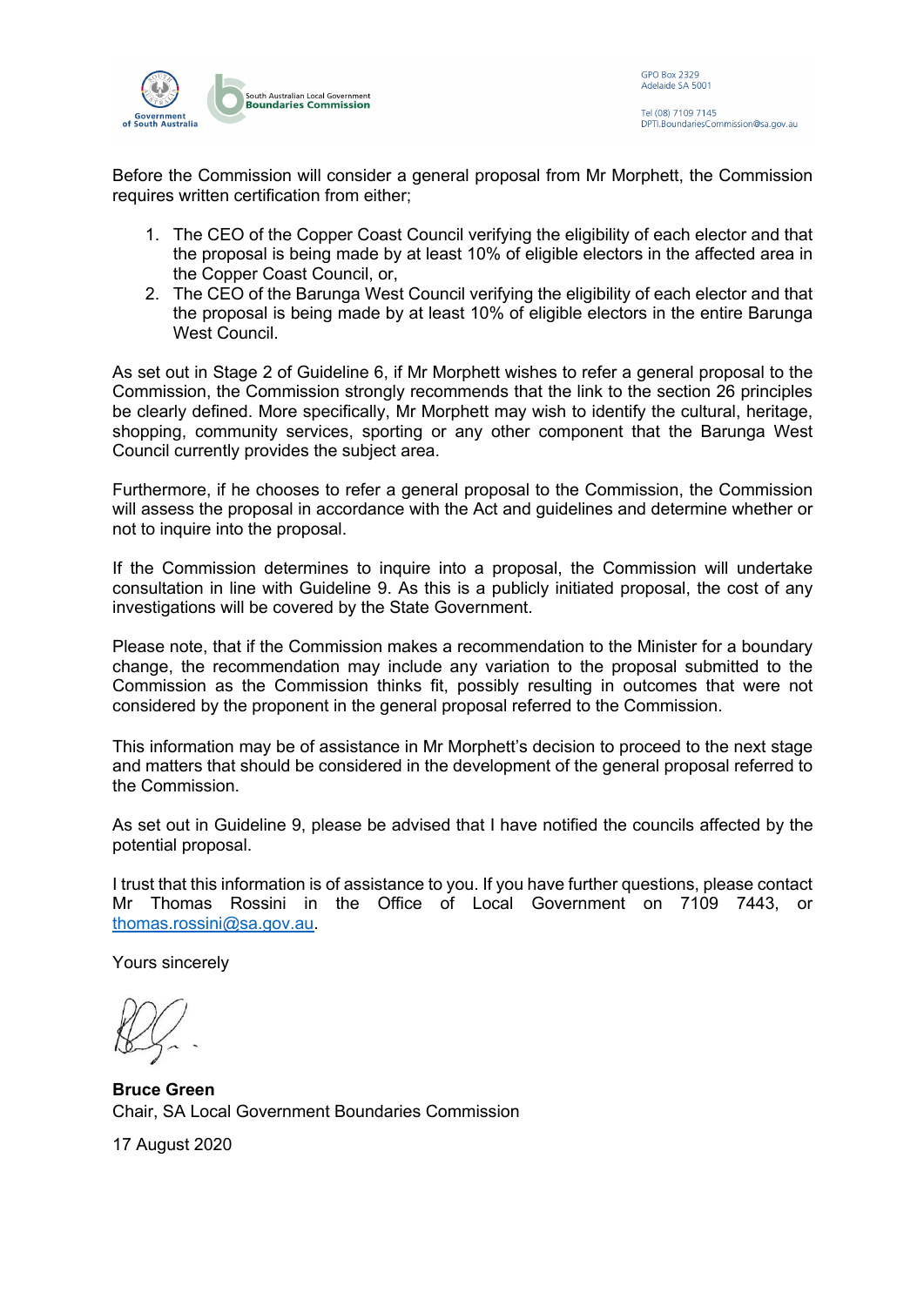Before the Commission will consider a general proposal from Mr Morphett, the Commission requires written certification from either;

1. The CEO of the Copper Coast Council verifying the eligibility of each elector and that the proposal is being made by at least 10% of eligible electors in the affected area in the Copper Coast Council, or,
2. The CEO of the Barunga West Council verifying the eligibility of each elector and that the proposal is being made by at least 10% of eligible electors in the entire Barunga West Council.

As set out in Stage 2 of Guideline 6, if Mr Morphett wishes to refer a general proposal to the Commission, the Commission strongly recommends that the link to the section 26 principles be clearly defined. More specifically, Mr Morphett may wish to identify the cultural, heritage, shopping, community services, sporting or any other component that the Barunga West Council currently provides the subject area.

Furthermore, if he chooses to refer a general proposal to the Commission, the Commission will assess the proposal in accordance with the Act and guidelines and determine whether or not to inquire into the proposal.

If the Commission determines to inquire into a proposal, the Commission will undertake consultation in line with Guideline 9. As this is a publicly initiated proposal, the cost of any investigations will be covered by the State Government.

Please note, that if the Commission makes a recommendation to the Minister for a boundary change, the recommendation may include any variation to the proposal submitted to the Commission as the Commission thinks fit, possibly resulting in outcomes that were not considered by the proponent in the general proposal referred to the Commission.

This information may be of assistance in Mr Morphett's decision to proceed to the next stage and matters that should be considered in the development of the general proposal referred to the Commission.

As set out in Guideline 9, please be advised that I have notified the councils affected by the potential proposal.

I trust that this information is of assistance to you. If you have further questions, please contact Mr Thomas Rossini in the Office of Local Government on 7109 7443, or thomas.rossini@sa.gov.au.

Yours sincerely

**Bruce Green**
Chair, SA Local Government Boundaries Commission

17 August 2020